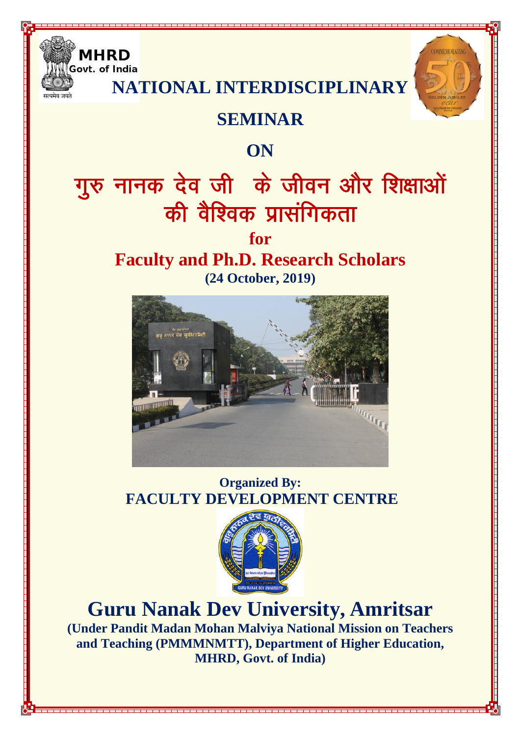MHRD
Govt. of India

# NATIONAL INTERDISCIPLINARY SEMINAR

## ON

# गुरु नानक देव जी के जीवन और शिक्षाओं की वैश्विक प्रासंगिकता

## for

## Faculty and Ph.D. Research Scholars

**(24 October, 2019)**

**Organized By:**

**FACULTY DEVELOPMENT CENTRE**

# Guru Nanak Dev University, Amritsar

**(Under Pandit Madan Mohan Malviya National Mission on Teachers and Teaching (PMMMNMTT), Department of Higher Education, MHRD, Govt. of India)**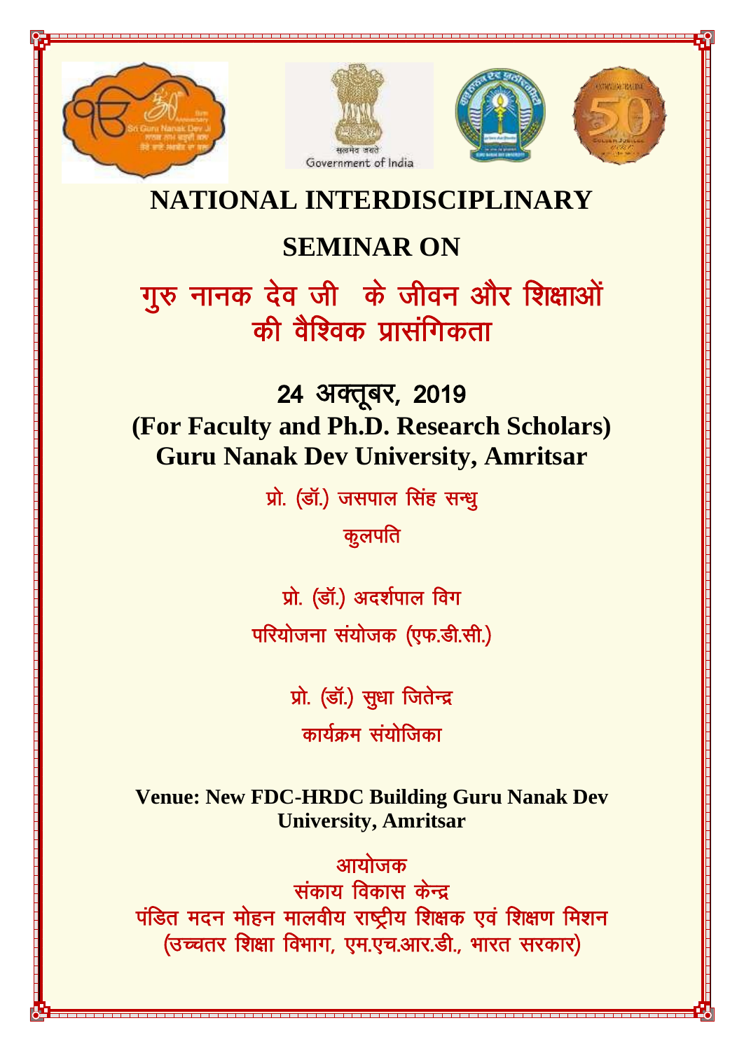# NATIONAL INTERDISCIPLINARY

# SEMINAR ON

# गुरु नानक देव जी के जीवन और शिक्षाओं की वैश्विक प्रासंगिकता

## 24 अक्तूबर, 2019

**(For Faculty and Ph.D. Research Scholars)**
**Guru Nanak Dev University, Amritsar**

प्रो. (डॉ.) जसपाल सिंह सन्धु

कुलपति

प्रो. (डॉ.) अदर्शपाल विग

परियोजना संयोजक (एफ.डी.सी.)

प्रो. (डॉ.) सुधा जितेन्द्र

कार्यक्रम संयोजिका

**Venue: New FDC-HRDC Building Guru Nanak Dev University, Amritsar**

आयोजक

संकाय विकास केन्द्र

पंडित मदन मोहन मालवीय राष्ट्रीय शिक्षक एवं शिक्षण मिशन

(उच्चतर शिक्षा विभाग, एम.एच.आर.डी., भारत सरकार)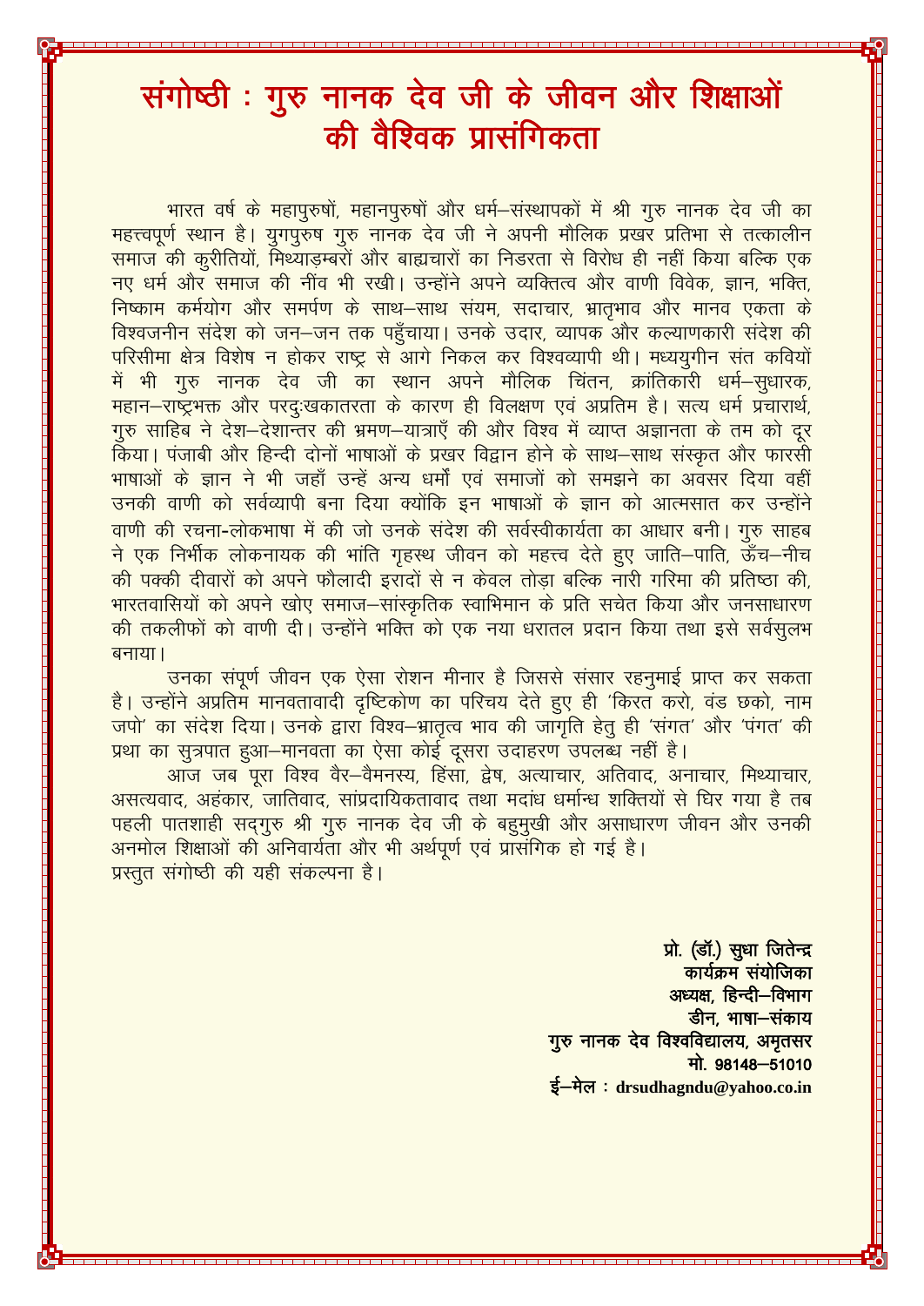# संगोष्ठी : गुरु नानक देव जी के जीवन और शिक्षाओं की वैश्विक प्रासंगिकता

भारत वर्ष के महापुरुषों, महानपुरुषों और धर्म–संस्थापकों में श्री गुरु नानक देव जी का महत्त्वपूर्ण स्थान है। युगपुरुष गुरु नानक देव जी ने अपनी मौलिक प्रखर प्रतिभा से तत्कालीन समाज की कुरीतियों, मिथ्याड़म्बरों और बाह्यचारों का निडरता से विरोध ही नहीं किया बल्कि एक नए धर्म और समाज की नींव भी रखी। उन्होंने अपने व्यक्तित्व और वाणी विवेक, ज्ञान, भक्ति, निष्काम कर्मयोग और समर्पण के साथ–साथ संयम, सदाचार, भ्रातृभाव और मानव एकता के विश्वजनीन संदेश को जन–जन तक पहुँचाया। उनके उदार, व्यापक और कल्याणकारी संदेश की परिसीमा क्षेत्र विशेष न होकर राष्ट्र से आगे निकल कर विश्वव्यापी थी। मध्ययुगीन संत कवियों में भी गुरु नानक देव जी का स्थान अपने मौलिक चिंतन, क्रांतिकारी धर्म–सुधारक, महान–राष्ट्रभक्त और परदुःखकातरता के कारण ही विलक्षण एवं अप्रतिम है। सत्य धर्म प्रचारार्थ, गुरु साहिब ने देश–देशान्तर की भ्रमण–यात्राएँ की और विश्व में व्याप्त अज्ञानता के तम को दूर किया। पंजाबी और हिन्दी दोनों भाषाओं के प्रखर विद्वान होने के साथ–साथ संस्कृत और फारसी भाषाओं के ज्ञान ने भी जहाँ उन्हें अन्य धर्मों एवं समाजों को समझने का अवसर दिया वहीं उनकी वाणी को सर्वव्यापी बना दिया क्योंकि इन भाषाओं के ज्ञान को आत्मसात कर उन्होंने वाणी की रचना-लोकभाषा में की जो उनके संदेश की सर्वस्वीकार्यता का आधार बनी। गुरु साहब ने एक निर्भीक लोकनायक की भांति गृहस्थ जीवन को महत्त्व देते हुए जाति–पाति, ऊँच–नीच की पक्की दीवारों को अपने फौलादी इरादों से न केवल तोड़ा बल्कि नारी गरिमा की प्रतिष्ठा की, भारतवासियों को अपने खोए समाज–सांस्कृतिक स्वाभिमान के प्रति सचेत किया और जनसाधारण की तकलीफों को वाणी दी। उन्होंने भक्ति को एक नया धरातल प्रदान किया तथा इसे सर्वसुलभ बनाया।

उनका संपूर्ण जीवन एक ऐसा रोशन मीनार है जिससे संसार रहनुमाई प्राप्त कर सकता है। उन्होंने अप्रतिम मानवतावादी दृष्टिकोण का परिचय देते हुए ही 'किरत करो, वंड छको, नाम जपो' का संदेश दिया। उनके द्वारा विश्व–भ्रातृत्व भाव की जागृति हेतु ही 'संगत' और 'पंगत' की प्रथा का सुत्रपात हुआ–मानवता का ऐसा कोई दूसरा उदाहरण उपलब्ध नहीं है।

आज जब पूरा विश्व वैर–वैमनस्य, हिंसा, द्वेष, अत्याचार, अतिवाद, अनाचार, मिथ्याचार, असत्यवाद, अहंकार, जातिवाद, सांप्रदायिकतावाद तथा मदांध धर्मान्ध शक्तियों से घिर गया है तब पहली पातशाही सदगुरु श्री गुरु नानक देव जी के बहुमुखी और असाधारण जीवन और उनकी अनमोल शिक्षाओं की अनिवार्यता और भी अर्थपूर्ण एवं प्रासंगिक हो गई है।
प्रस्तुत संगोष्ठी की यही संकल्पना है।

**प्रो. (डॉ.) सुधा जितेन्द्र**
**कार्यक्रम संयोजिका**
**अध्यक्ष, हिन्दी–विभाग**
**डीन, भाषा–संकाय**
**गुरु नानक देव विश्वविद्यालय, अमृतसर**
**मो. 98148–51010**
**ई–मेल : drsudhagndu@yahoo.co.in**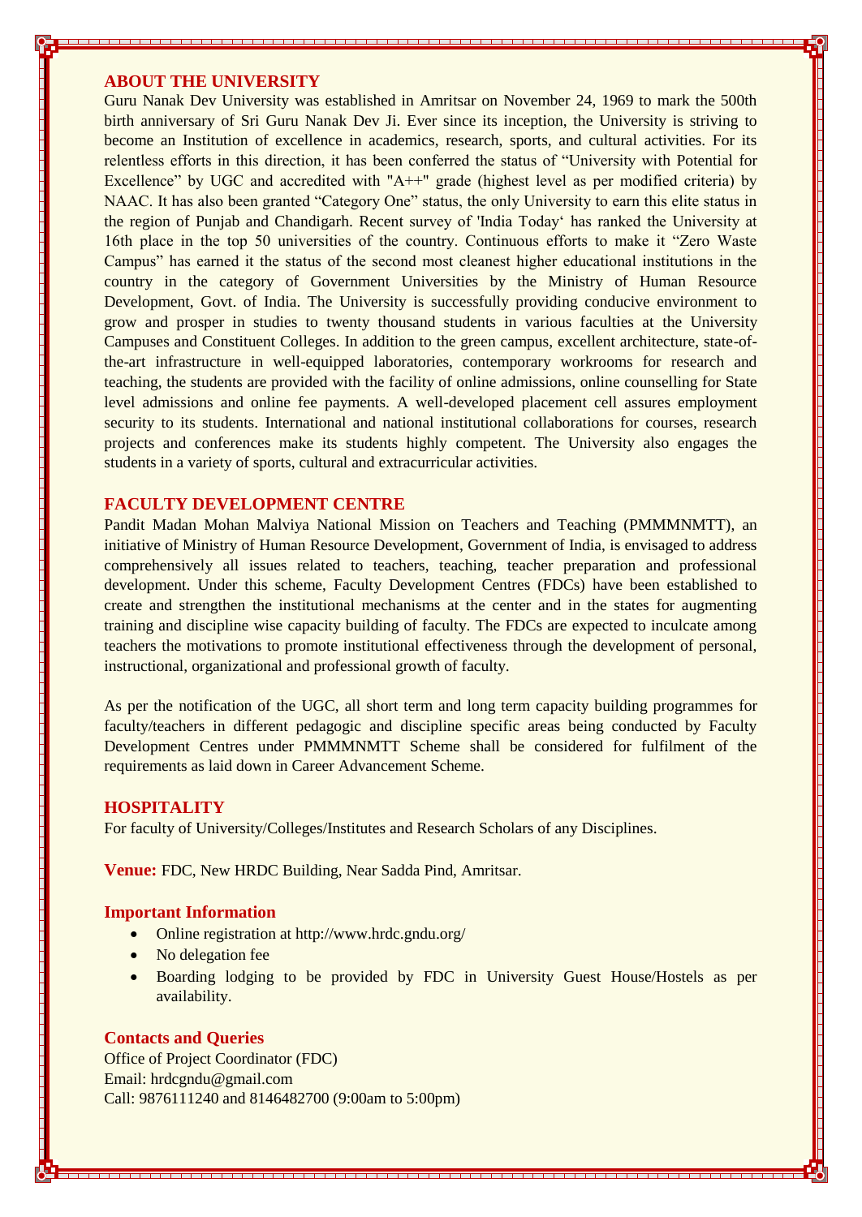## ABOUT THE UNIVERSITY

Guru Nanak Dev University was established in Amritsar on November 24, 1969 to mark the 500th birth anniversary of Sri Guru Nanak Dev Ji. Ever since its inception, the University is striving to become an Institution of excellence in academics, research, sports, and cultural activities. For its relentless efforts in this direction, it has been conferred the status of "University with Potential for Excellence" by UGC and accredited with "A++" grade (highest level as per modified criteria) by NAAC. It has also been granted "Category One" status, the only University to earn this elite status in the region of Punjab and Chandigarh. Recent survey of 'India Today' has ranked the University at 16th place in the top 50 universities of the country. Continuous efforts to make it "Zero Waste Campus" has earned it the status of the second most cleanest higher educational institutions in the country in the category of Government Universities by the Ministry of Human Resource Development, Govt. of India. The University is successfully providing conducive environment to grow and prosper in studies to twenty thousand students in various faculties at the University Campuses and Constituent Colleges. In addition to the green campus, excellent architecture, state-of-the-art infrastructure in well-equipped laboratories, contemporary workrooms for research and teaching, the students are provided with the facility of online admissions, online counselling for State level admissions and online fee payments. A well-developed placement cell assures employment security to its students. International and national institutional collaborations for courses, research projects and conferences make its students highly competent. The University also engages the students in a variety of sports, cultural and extracurricular activities.

## FACULTY DEVELOPMENT CENTRE

Pandit Madan Mohan Malviya National Mission on Teachers and Teaching (PMMMNMTT), an initiative of Ministry of Human Resource Development, Government of India, is envisaged to address comprehensively all issues related to teachers, teaching, teacher preparation and professional development. Under this scheme, Faculty Development Centres (FDCs) have been established to create and strengthen the institutional mechanisms at the center and in the states for augmenting training and discipline wise capacity building of faculty. The FDCs are expected to inculcate among teachers the motivations to promote institutional effectiveness through the development of personal, instructional, organizational and professional growth of faculty.

As per the notification of the UGC, all short term and long term capacity building programmes for faculty/teachers in different pedagogic and discipline specific areas being conducted by Faculty Development Centres under PMMMNMTT Scheme shall be considered for fulfilment of the requirements as laid down in Career Advancement Scheme.

## HOSPITALITY

For faculty of University/Colleges/Institutes and Research Scholars of any Disciplines.

**Venue:** FDC, New HRDC Building, Near Sadda Pind, Amritsar.

## Important Information

- Online registration at http://www.hrdc.gndu.org/
- No delegation fee
- Boarding lodging to be provided by FDC in University Guest House/Hostels as per availability.

## Contacts and Queries

Office of Project Coordinator (FDC)
Email: hrdcgndu@gmail.com
Call: 9876111240 and 8146482700 (9:00am to 5:00pm)